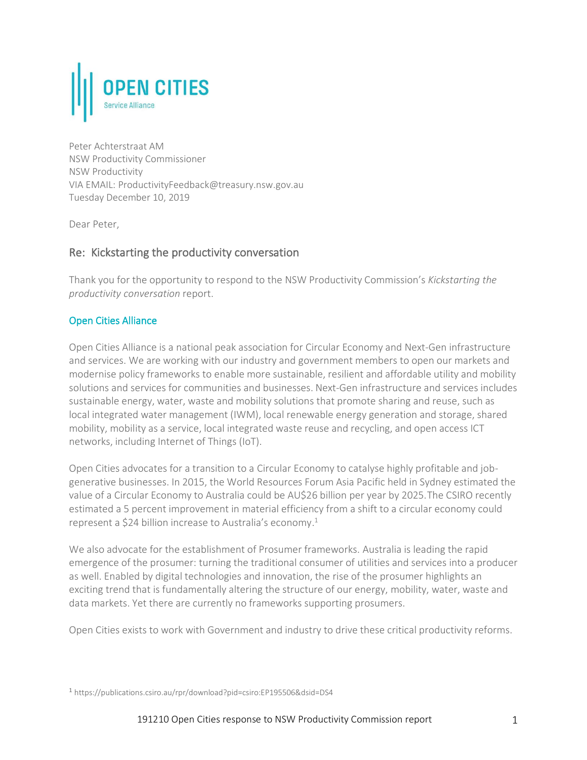OPEN CITIES
Service Alliance

Peter Achterstraat AM
NSW Productivity Commissioner
NSW Productivity
VIA EMAIL: ProductivityFeedback@treasury.nsw.gov.au
Tuesday December 10, 2019

Dear Peter,

## Re: Kickstarting the productivity conversation

Thank you for the opportunity to respond to the NSW Productivity Commission's *Kickstarting the productivity conversation* report.

### Open Cities Alliance

Open Cities Alliance is a national peak association for Circular Economy and Next-Gen infrastructure and services. We are working with our industry and government members to open our markets and modernise policy frameworks to enable more sustainable, resilient and affordable utility and mobility solutions and services for communities and businesses. Next-Gen infrastructure and services includes sustainable energy, water, waste and mobility solutions that promote sharing and reuse, such as local integrated water management (IWM), local renewable energy generation and storage, shared mobility, mobility as a service, local integrated waste reuse and recycling, and open access ICT networks, including Internet of Things (IoT).

Open Cities advocates for a transition to a Circular Economy to catalyse highly profitable and job-generative businesses. In 2015, the World Resources Forum Asia Pacific held in Sydney estimated the value of a Circular Economy to Australia could be AU$26 billion per year by 2025.The CSIRO recently estimated a 5 percent improvement in material efficiency from a shift to a circular economy could represent a $24 billion increase to Australia's economy.[1]

We also advocate for the establishment of Prosumer frameworks. Australia is leading the rapid emergence of the prosumer: turning the traditional consumer of utilities and services into a producer as well. Enabled by digital technologies and innovation, the rise of the prosumer highlights an exciting trend that is fundamentally altering the structure of our energy, mobility, water, waste and data markets. Yet there are currently no frameworks supporting prosumers.

Open Cities exists to work with Government and industry to drive these critical productivity reforms.

[1] https://publications.csiro.au/rpr/download?pid=csiro:EP195506&dsid=DS4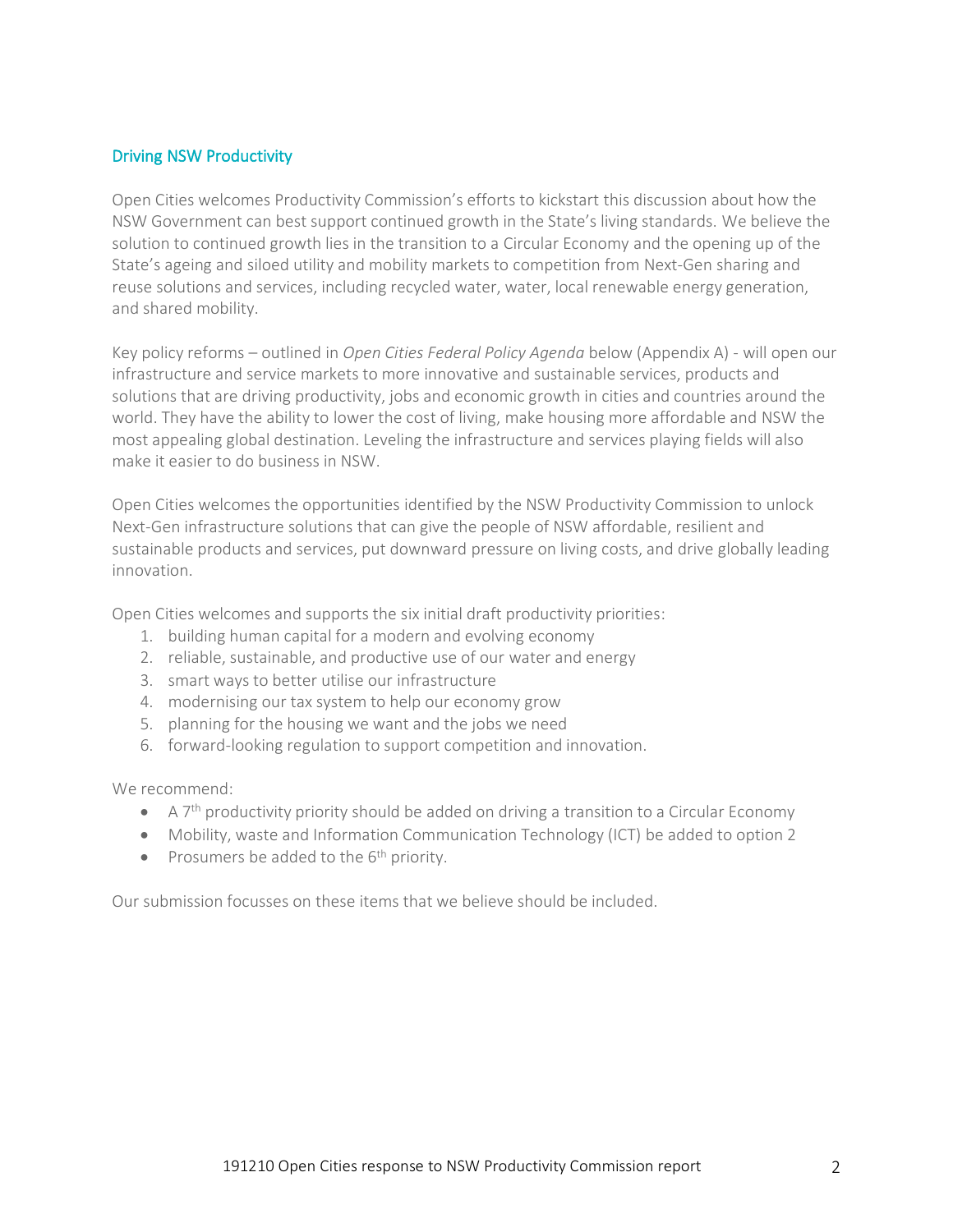## Driving NSW Productivity

Open Cities welcomes Productivity Commission's efforts to kickstart this discussion about how the NSW Government can best support continued growth in the State's living standards. We believe the solution to continued growth lies in the transition to a Circular Economy and the opening up of the State's ageing and siloed utility and mobility markets to competition from Next-Gen sharing and reuse solutions and services, including recycled water, water, local renewable energy generation, and shared mobility.

Key policy reforms – outlined in *Open Cities Federal Policy Agenda* below (Appendix A) - will open our infrastructure and service markets to more innovative and sustainable services, products and solutions that are driving productivity, jobs and economic growth in cities and countries around the world. They have the ability to lower the cost of living, make housing more affordable and NSW the most appealing global destination. Leveling the infrastructure and services playing fields will also make it easier to do business in NSW.

Open Cities welcomes the opportunities identified by the NSW Productivity Commission to unlock Next-Gen infrastructure solutions that can give the people of NSW affordable, resilient and sustainable products and services, put downward pressure on living costs, and drive globally leading innovation.

Open Cities welcomes and supports the six initial draft productivity priorities:

1. building human capital for a modern and evolving economy
2. reliable, sustainable, and productive use of our water and energy
3. smart ways to better utilise our infrastructure
4. modernising our tax system to help our economy grow
5. planning for the housing we want and the jobs we need
6. forward-looking regulation to support competition and innovation.

We recommend:

- A 7th productivity priority should be added on driving a transition to a Circular Economy
- Mobility, waste and Information Communication Technology (ICT) be added to option 2
- Prosumers be added to the 6th priority.

Our submission focusses on these items that we believe should be included.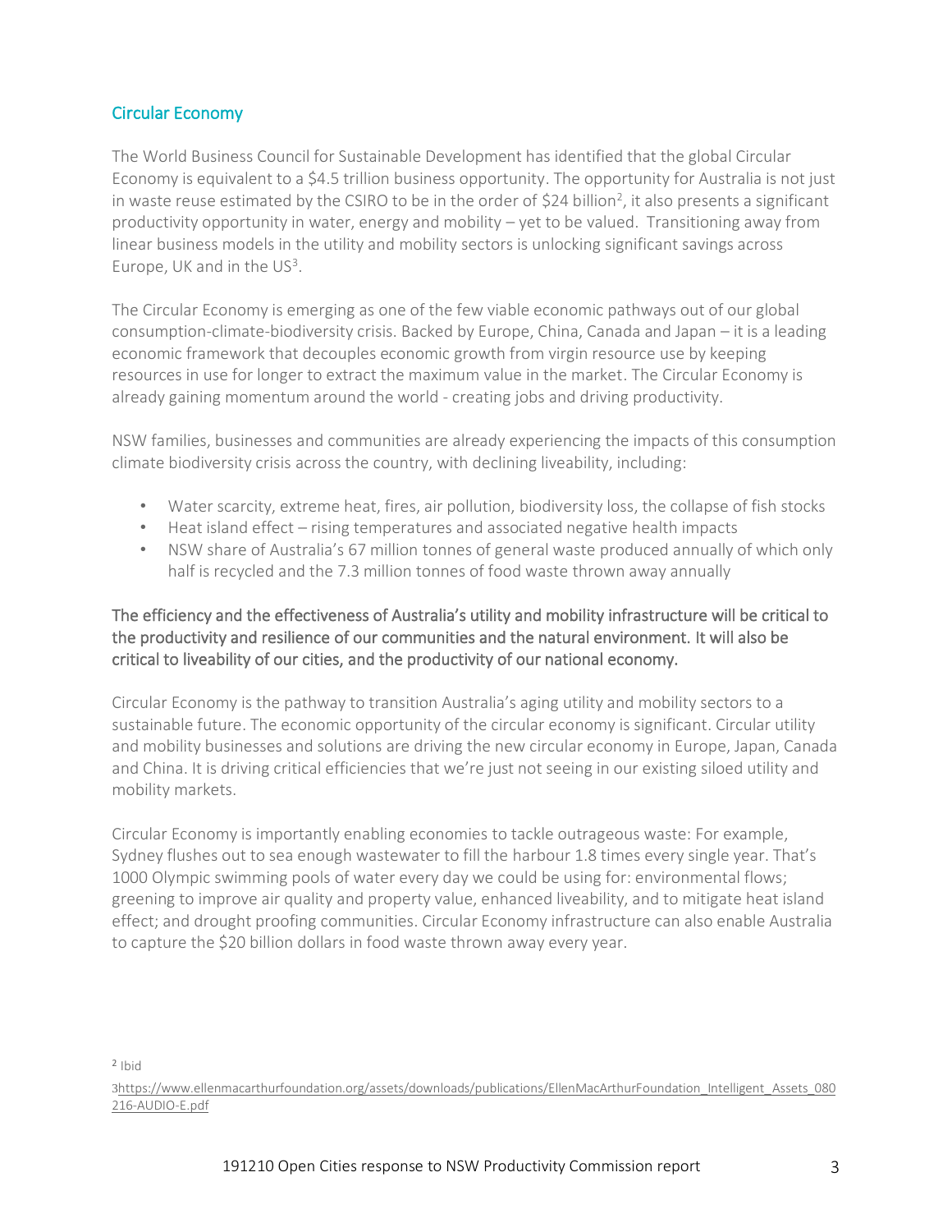## Circular Economy

The World Business Council for Sustainable Development has identified that the global Circular Economy is equivalent to a $4.5 trillion business opportunity. The opportunity for Australia is not just in waste reuse estimated by the CSIRO to be in the order of $24 billion[2], it also presents a significant productivity opportunity in water, energy and mobility – yet to be valued. Transitioning away from linear business models in the utility and mobility sectors is unlocking significant savings across Europe, UK and in the US[3].

The Circular Economy is emerging as one of the few viable economic pathways out of our global consumption-climate-biodiversity crisis. Backed by Europe, China, Canada and Japan – it is a leading economic framework that decouples economic growth from virgin resource use by keeping resources in use for longer to extract the maximum value in the market. The Circular Economy is already gaining momentum around the world - creating jobs and driving productivity.

NSW families, businesses and communities are already experiencing the impacts of this consumption climate biodiversity crisis across the country, with declining liveability, including:

- Water scarcity, extreme heat, fires, air pollution, biodiversity loss, the collapse of fish stocks
- Heat island effect – rising temperatures and associated negative health impacts
- NSW share of Australia's 67 million tonnes of general waste produced annually of which only half is recycled and the 7.3 million tonnes of food waste thrown away annually

**The efficiency and the effectiveness of Australia's utility and mobility infrastructure will be critical to the productivity and resilience of our communities and the natural environment. It will also be critical to liveability of our cities, and the productivity of our national economy.**

Circular Economy is the pathway to transition Australia's aging utility and mobility sectors to a sustainable future. The economic opportunity of the circular economy is significant. Circular utility and mobility businesses and solutions are driving the new circular economy in Europe, Japan, Canada and China. It is driving critical efficiencies that we're just not seeing in our existing siloed utility and mobility markets.

Circular Economy is importantly enabling economies to tackle outrageous waste: For example, Sydney flushes out to sea enough wastewater to fill the harbour 1.8 times every single year. That's 1000 Olympic swimming pools of water every day we could be using for: environmental flows; greening to improve air quality and property value, enhanced liveability, and to mitigate heat island effect; and drought proofing communities. Circular Economy infrastructure can also enable Australia to capture the $20 billion dollars in food waste thrown away every year.

[2] Ibid

[3] https://www.ellenmacarthurfoundation.org/assets/downloads/publications/EllenMacArthurFoundation_Intelligent_Assets_080216-AUDIO-E.pdf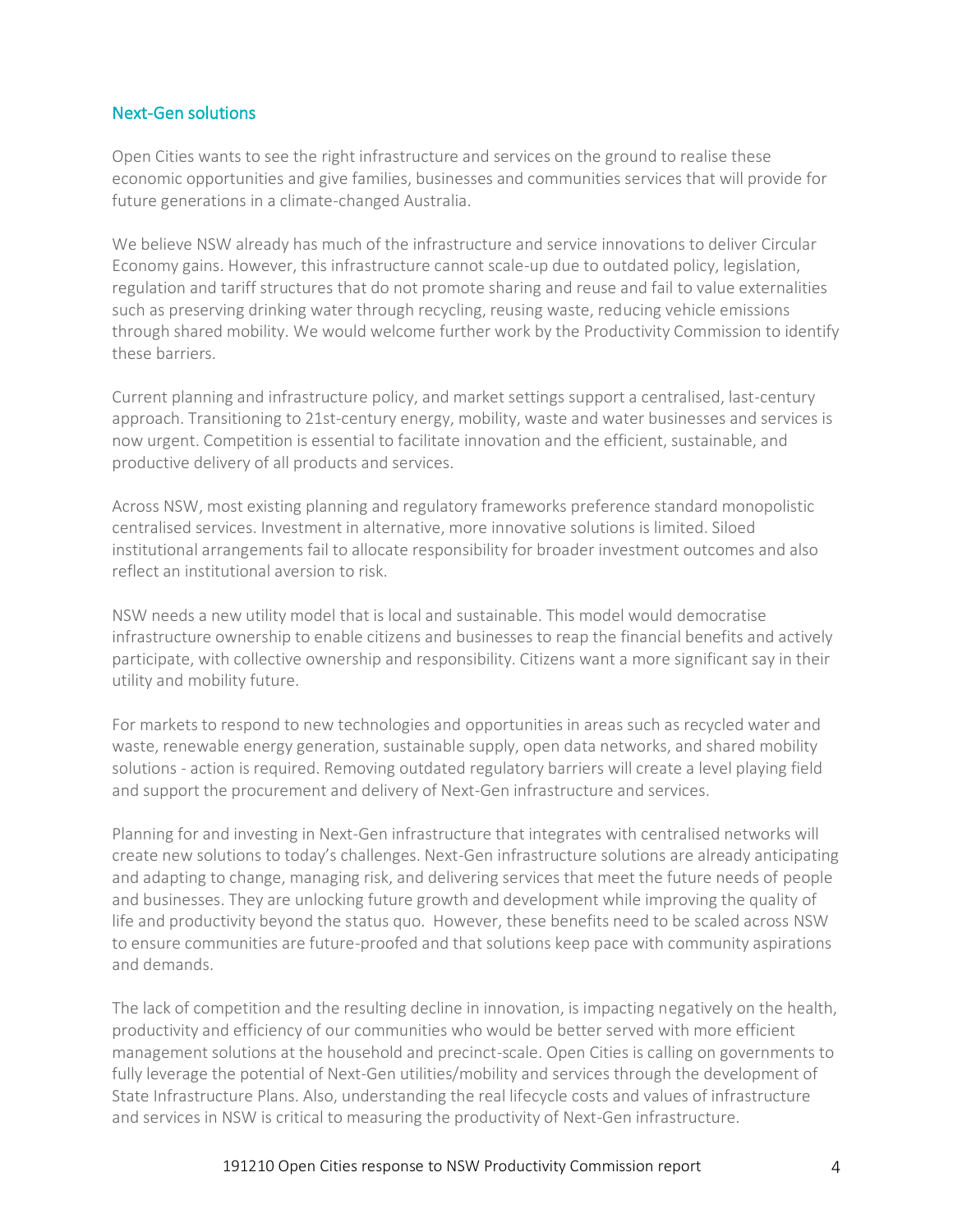## Next-Gen solutions

Open Cities wants to see the right infrastructure and services on the ground to realise these economic opportunities and give families, businesses and communities services that will provide for future generations in a climate-changed Australia.

We believe NSW already has much of the infrastructure and service innovations to deliver Circular Economy gains. However, this infrastructure cannot scale-up due to outdated policy, legislation, regulation and tariff structures that do not promote sharing and reuse and fail to value externalities such as preserving drinking water through recycling, reusing waste, reducing vehicle emissions through shared mobility. We would welcome further work by the Productivity Commission to identify these barriers.

Current planning and infrastructure policy, and market settings support a centralised, last-century approach. Transitioning to 21st-century energy, mobility, waste and water businesses and services is now urgent. Competition is essential to facilitate innovation and the efficient, sustainable, and productive delivery of all products and services.

Across NSW, most existing planning and regulatory frameworks preference standard monopolistic centralised services. Investment in alternative, more innovative solutions is limited. Siloed institutional arrangements fail to allocate responsibility for broader investment outcomes and also reflect an institutional aversion to risk.

NSW needs a new utility model that is local and sustainable. This model would democratise infrastructure ownership to enable citizens and businesses to reap the financial benefits and actively participate, with collective ownership and responsibility. Citizens want a more significant say in their utility and mobility future.

For markets to respond to new technologies and opportunities in areas such as recycled water and waste, renewable energy generation, sustainable supply, open data networks, and shared mobility solutions - action is required. Removing outdated regulatory barriers will create a level playing field and support the procurement and delivery of Next-Gen infrastructure and services.

Planning for and investing in Next-Gen infrastructure that integrates with centralised networks will create new solutions to today's challenges. Next-Gen infrastructure solutions are already anticipating and adapting to change, managing risk, and delivering services that meet the future needs of people and businesses. They are unlocking future growth and development while improving the quality of life and productivity beyond the status quo. However, these benefits need to be scaled across NSW to ensure communities are future-proofed and that solutions keep pace with community aspirations and demands.

The lack of competition and the resulting decline in innovation, is impacting negatively on the health, productivity and efficiency of our communities who would be better served with more efficient management solutions at the household and precinct-scale. Open Cities is calling on governments to fully leverage the potential of Next-Gen utilities/mobility and services through the development of State Infrastructure Plans. Also, understanding the real lifecycle costs and values of infrastructure and services in NSW is critical to measuring the productivity of Next-Gen infrastructure.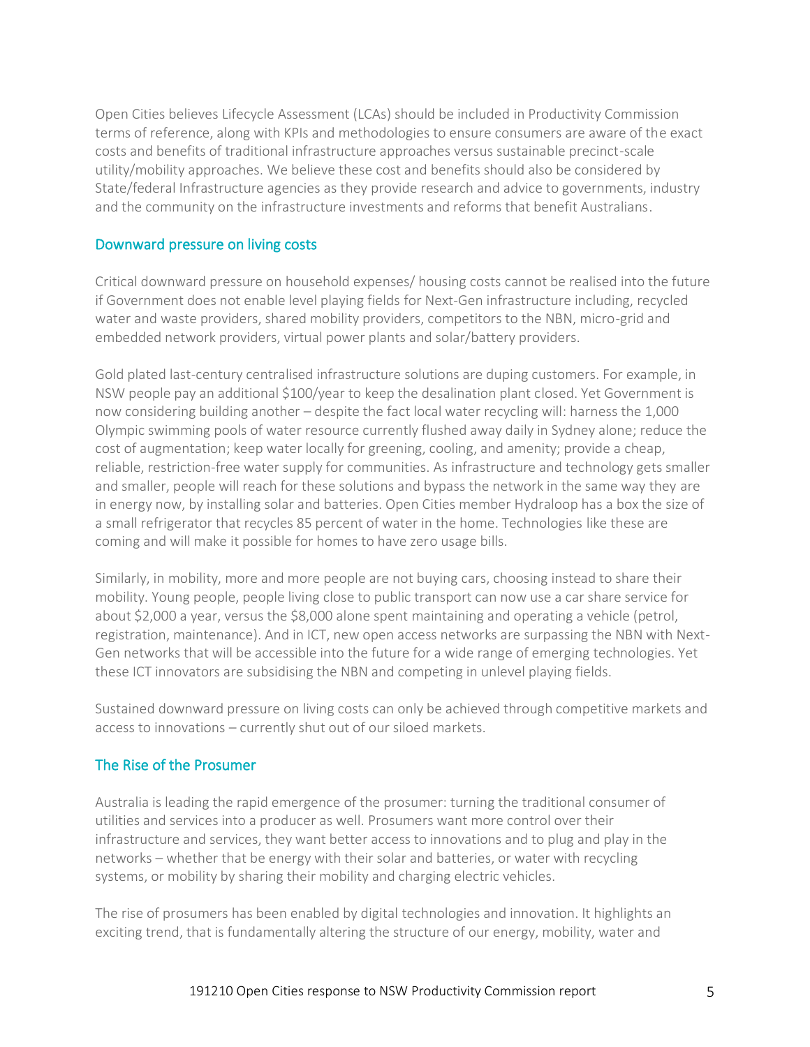Open Cities believes Lifecycle Assessment (LCAs) should be included in Productivity Commission terms of reference, along with KPIs and methodologies to ensure consumers are aware of the exact costs and benefits of traditional infrastructure approaches versus sustainable precinct-scale utility/mobility approaches. We believe these cost and benefits should also be considered by State/federal Infrastructure agencies as they provide research and advice to governments, industry and the community on the infrastructure investments and reforms that benefit Australians.

## Downward pressure on living costs

Critical downward pressure on household expenses/ housing costs cannot be realised into the future if Government does not enable level playing fields for Next-Gen infrastructure including, recycled water and waste providers, shared mobility providers, competitors to the NBN, micro-grid and embedded network providers, virtual power plants and solar/battery providers.

Gold plated last-century centralised infrastructure solutions are duping customers. For example, in NSW people pay an additional $100/year to keep the desalination plant closed. Yet Government is now considering building another – despite the fact local water recycling will: harness the 1,000 Olympic swimming pools of water resource currently flushed away daily in Sydney alone; reduce the cost of augmentation; keep water locally for greening, cooling, and amenity; provide a cheap, reliable, restriction-free water supply for communities. As infrastructure and technology gets smaller and smaller, people will reach for these solutions and bypass the network in the same way they are in energy now, by installing solar and batteries. Open Cities member Hydraloop has a box the size of a small refrigerator that recycles 85 percent of water in the home. Technologies like these are coming and will make it possible for homes to have zero usage bills.

Similarly, in mobility, more and more people are not buying cars, choosing instead to share their mobility. Young people, people living close to public transport can now use a car share service for about $2,000 a year, versus the $8,000 alone spent maintaining and operating a vehicle (petrol, registration, maintenance). And in ICT, new open access networks are surpassing the NBN with Next-Gen networks that will be accessible into the future for a wide range of emerging technologies. Yet these ICT innovators are subsidising the NBN and competing in unlevel playing fields.

Sustained downward pressure on living costs can only be achieved through competitive markets and access to innovations – currently shut out of our siloed markets.

## The Rise of the Prosumer

Australia is leading the rapid emergence of the prosumer: turning the traditional consumer of utilities and services into a producer as well. Prosumers want more control over their infrastructure and services, they want better access to innovations and to plug and play in the networks – whether that be energy with their solar and batteries, or water with recycling systems, or mobility by sharing their mobility and charging electric vehicles.

The rise of prosumers has been enabled by digital technologies and innovation. It highlights an exciting trend, that is fundamentally altering the structure of our energy, mobility, water and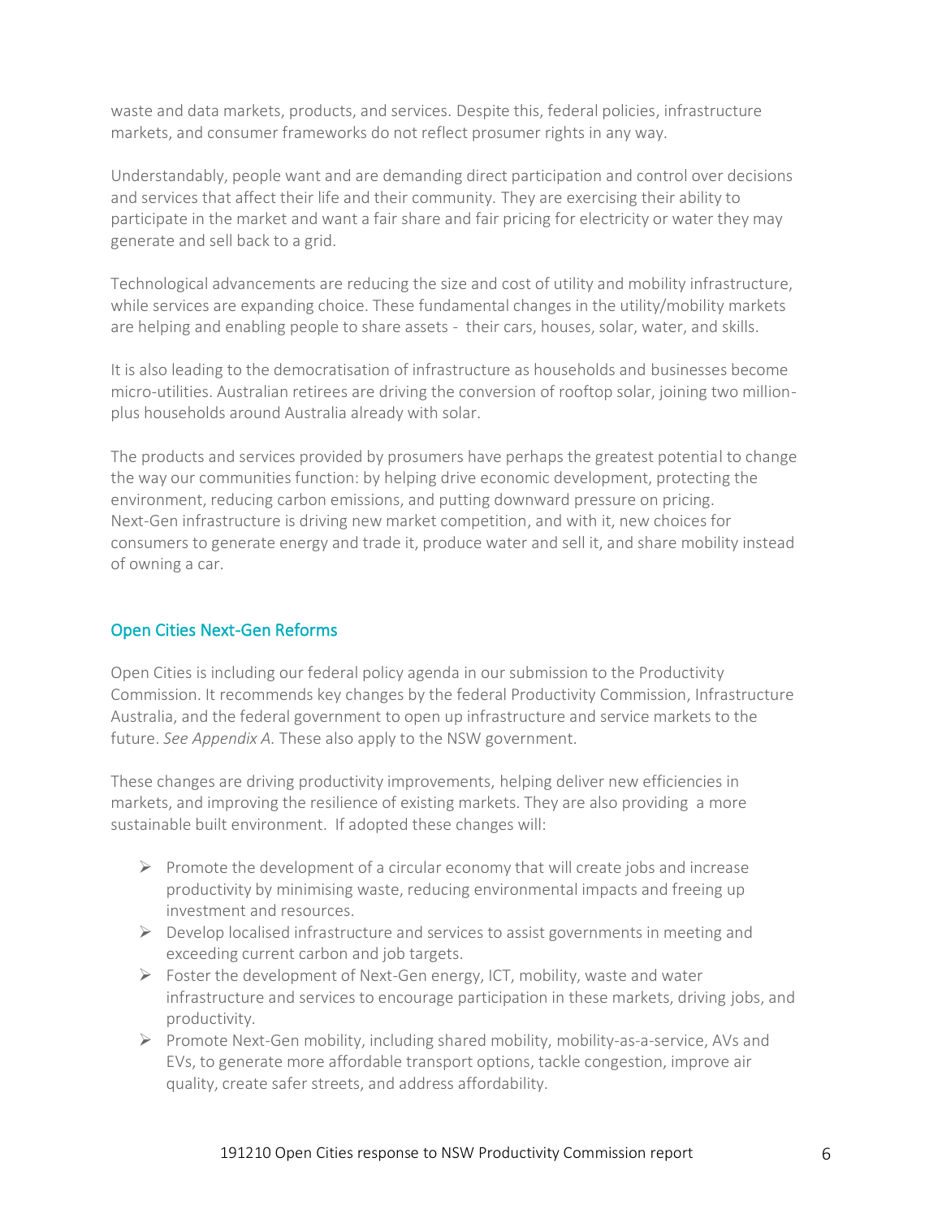waste and data markets, products, and services. Despite this, federal policies, infrastructure markets, and consumer frameworks do not reflect prosumer rights in any way.

Understandably, people want and are demanding direct participation and control over decisions and services that affect their life and their community. They are exercising their ability to participate in the market and want a fair share and fair pricing for electricity or water they may generate and sell back to a grid.

Technological advancements are reducing the size and cost of utility and mobility infrastructure, while services are expanding choice. These fundamental changes in the utility/mobility markets are helping and enabling people to share assets - their cars, houses, solar, water, and skills.

It is also leading to the democratisation of infrastructure as households and businesses become micro-utilities. Australian retirees are driving the conversion of rooftop solar, joining two million-plus households around Australia already with solar.

The products and services provided by prosumers have perhaps the greatest potential to change the way our communities function: by helping drive economic development, protecting the environment, reducing carbon emissions, and putting downward pressure on pricing.
Next-Gen infrastructure is driving new market competition, and with it, new choices for consumers to generate energy and trade it, produce water and sell it, and share mobility instead of owning a car.

## Open Cities Next-Gen Reforms

Open Cities is including our federal policy agenda in our submission to the Productivity Commission. It recommends key changes by the federal Productivity Commission, Infrastructure Australia, and the federal government to open up infrastructure and service markets to the future. *See Appendix A.* These also apply to the NSW government.

These changes are driving productivity improvements, helping deliver new efficiencies in markets, and improving the resilience of existing markets. They are also providing a more sustainable built environment. If adopted these changes will:

- Promote the development of a circular economy that will create jobs and increase productivity by minimising waste, reducing environmental impacts and freeing up investment and resources.
- Develop localised infrastructure and services to assist governments in meeting and exceeding current carbon and job targets.
- Foster the development of Next-Gen energy, ICT, mobility, waste and water infrastructure and services to encourage participation in these markets, driving jobs, and productivity.
- Promote Next-Gen mobility, including shared mobility, mobility-as-a-service, AVs and EVs, to generate more affordable transport options, tackle congestion, improve air quality, create safer streets, and address affordability.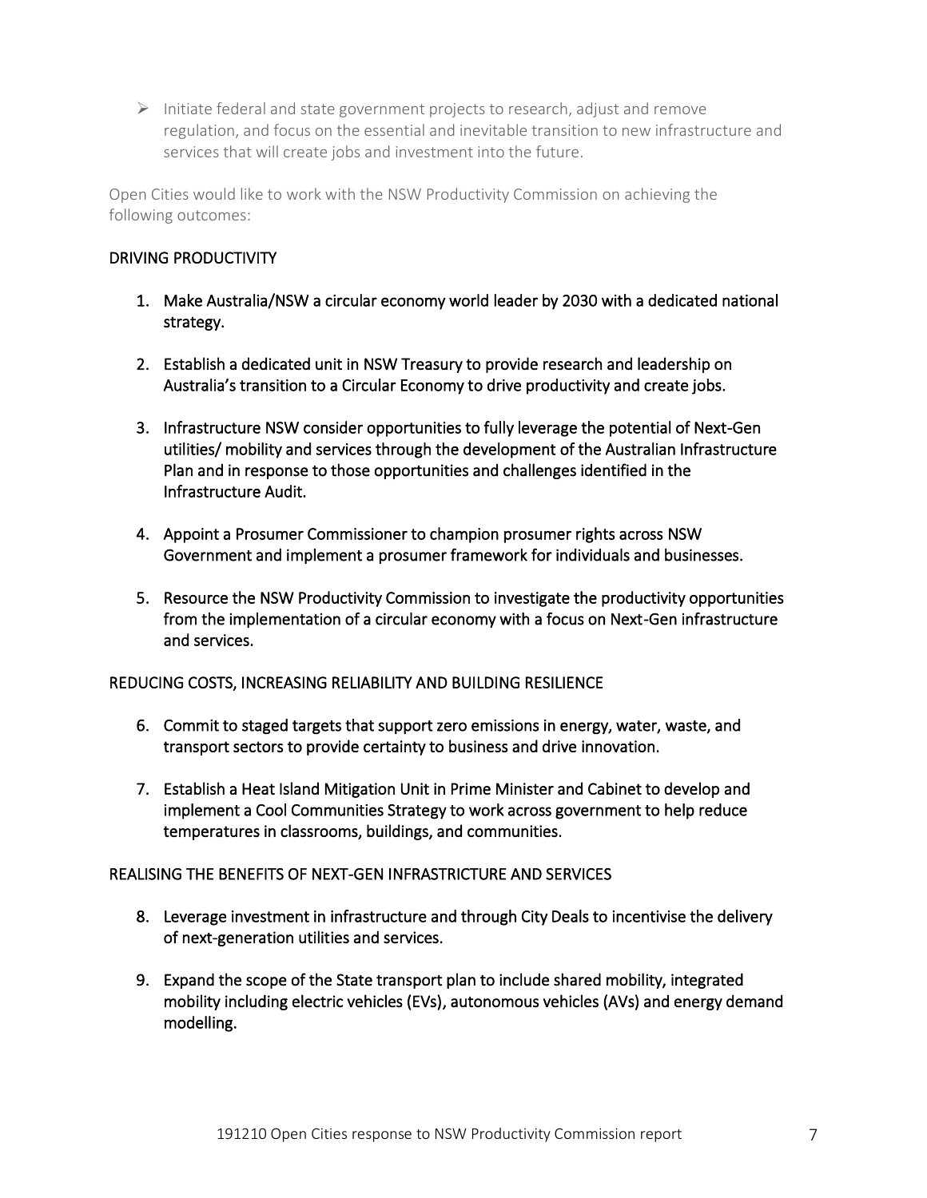- Initiate federal and state government projects to research, adjust and remove regulation, and focus on the essential and inevitable transition to new infrastructure and services that will create jobs and investment into the future.

Open Cities would like to work with the NSW Productivity Commission on achieving the following outcomes:

## DRIVING PRODUCTIVITY

1. Make Australia/NSW a circular economy world leader by 2030 with a dedicated national strategy.

2. Establish a dedicated unit in NSW Treasury to provide research and leadership on Australia's transition to a Circular Economy to drive productivity and create jobs.

3. Infrastructure NSW consider opportunities to fully leverage the potential of Next-Gen utilities/ mobility and services through the development of the Australian Infrastructure Plan and in response to those opportunities and challenges identified in the Infrastructure Audit.

4. Appoint a Prosumer Commissioner to champion prosumer rights across NSW Government and implement a prosumer framework for individuals and businesses.

5. Resource the NSW Productivity Commission to investigate the productivity opportunities from the implementation of a circular economy with a focus on Next-Gen infrastructure and services.

## REDUCING COSTS, INCREASING RELIABILITY AND BUILDING RESILIENCE

6. Commit to staged targets that support zero emissions in energy, water, waste, and transport sectors to provide certainty to business and drive innovation.

7. Establish a Heat Island Mitigation Unit in Prime Minister and Cabinet to develop and implement a Cool Communities Strategy to work across government to help reduce temperatures in classrooms, buildings, and communities.

## REALISING THE BENEFITS OF NEXT-GEN INFRASTRICTURE AND SERVICES

8. Leverage investment in infrastructure and through City Deals to incentivise the delivery of next-generation utilities and services.

9. Expand the scope of the State transport plan to include shared mobility, integrated mobility including electric vehicles (EVs), autonomous vehicles (AVs) and energy demand modelling.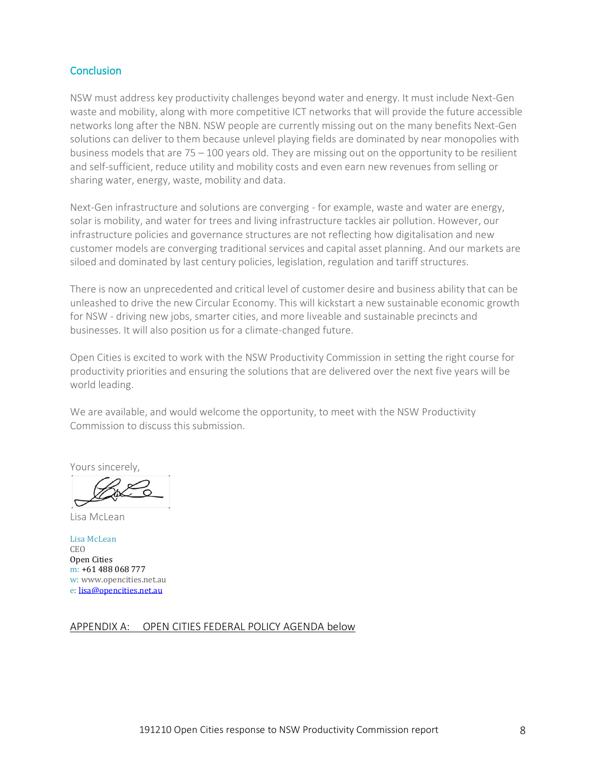## Conclusion

NSW must address key productivity challenges beyond water and energy. It must include Next-Gen waste and mobility, along with more competitive ICT networks that will provide the future accessible networks long after the NBN. NSW people are currently missing out on the many benefits Next-Gen solutions can deliver to them because unlevel playing fields are dominated by near monopolies with business models that are 75 – 100 years old. They are missing out on the opportunity to be resilient and self-sufficient, reduce utility and mobility costs and even earn new revenues from selling or sharing water, energy, waste, mobility and data.

Next-Gen infrastructure and solutions are converging - for example, waste and water are energy, solar is mobility, and water for trees and living infrastructure tackles air pollution. However, our infrastructure policies and governance structures are not reflecting how digitalisation and new customer models are converging traditional services and capital asset planning. And our markets are siloed and dominated by last century policies, legislation, regulation and tariff structures.

There is now an unprecedented and critical level of customer desire and business ability that can be unleashed to drive the new Circular Economy. This will kickstart a new sustainable economic growth for NSW - driving new jobs, smarter cities, and more liveable and sustainable precincts and businesses. It will also position us for a climate-changed future.

Open Cities is excited to work with the NSW Productivity Commission in setting the right course for productivity priorities and ensuring the solutions that are delivered over the next five years will be world leading.

We are available, and would welcome the opportunity, to meet with the NSW Productivity Commission to discuss this submission.

Yours sincerely,

Lisa McLean

Lisa McLean
CEO
Open Cities
m: +61 488 068 777
w: www.opencities.net.au
e: lisa@opencities.net.au

APPENDIX A: OPEN CITIES FEDERAL POLICY AGENDA below